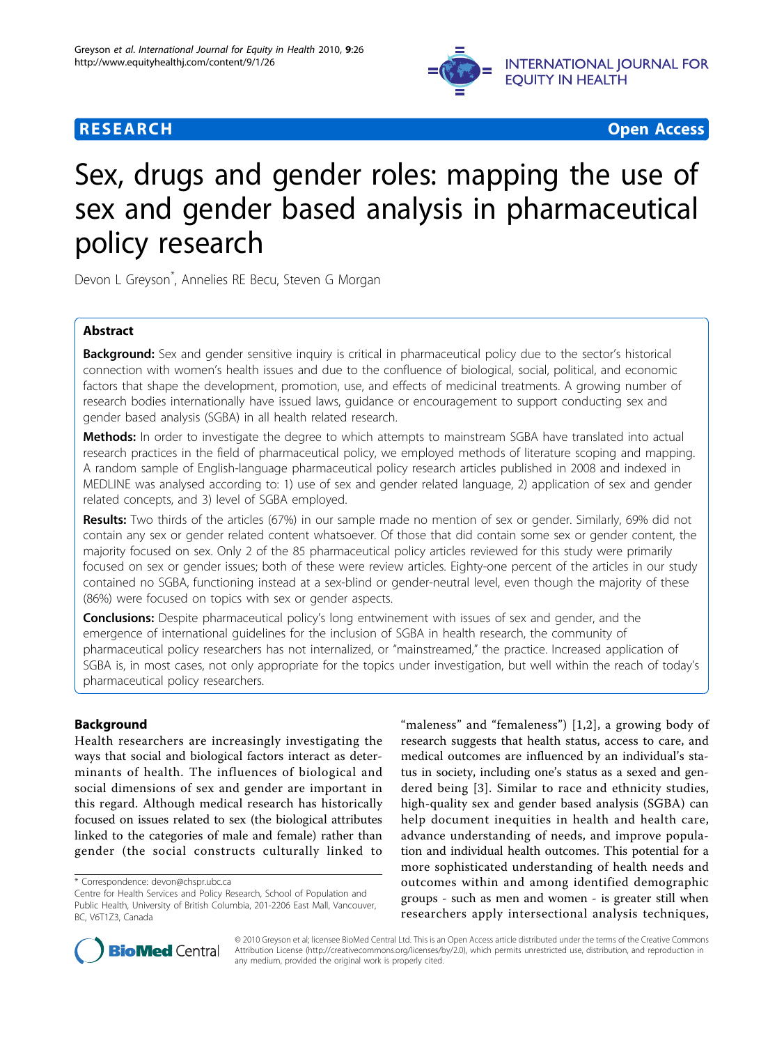**RESEARCH** **Open Access**

# Sex, drugs and gender roles: mapping the use of sex and gender based analysis in pharmaceutical policy research

Devon L Greyson*, Annelies RE Becu, Steven G Morgan

## Abstract

**Background:** Sex and gender sensitive inquiry is critical in pharmaceutical policy due to the sector's historical connection with women's health issues and due to the confluence of biological, social, political, and economic factors that shape the development, promotion, use, and effects of medicinal treatments. A growing number of research bodies internationally have issued laws, guidance or encouragement to support conducting sex and gender based analysis (SGBA) in all health related research.

**Methods:** In order to investigate the degree to which attempts to mainstream SGBA have translated into actual research practices in the field of pharmaceutical policy, we employed methods of literature scoping and mapping. A random sample of English-language pharmaceutical policy research articles published in 2008 and indexed in MEDLINE was analysed according to: 1) use of sex and gender related language, 2) application of sex and gender related concepts, and 3) level of SGBA employed.

**Results:** Two thirds of the articles (67%) in our sample made no mention of sex or gender. Similarly, 69% did not contain any sex or gender related content whatsoever. Of those that did contain some sex or gender content, the majority focused on sex. Only 2 of the 85 pharmaceutical policy articles reviewed for this study were primarily focused on sex or gender issues; both of these were review articles. Eighty-one percent of the articles in our study contained no SGBA, functioning instead at a sex-blind or gender-neutral level, even though the majority of these (86%) were focused on topics with sex or gender aspects.

**Conclusions:** Despite pharmaceutical policy's long entwinement with issues of sex and gender, and the emergence of international guidelines for the inclusion of SGBA in health research, the community of pharmaceutical policy researchers has not internalized, or "mainstreamed," the practice. Increased application of SGBA is, in most cases, not only appropriate for the topics under investigation, but well within the reach of today's pharmaceutical policy researchers.

## Background

Health researchers are increasingly investigating the ways that social and biological factors interact as determinants of health. The influences of biological and social dimensions of sex and gender are important in this regard. Although medical research has historically focused on issues related to sex (the biological attributes linked to the categories of male and female) rather than gender (the social constructs culturally linked to "maleness" and "femaleness") [1,2], a growing body of research suggests that health status, access to care, and medical outcomes are influenced by an individual's status in society, including one's status as a sexed and gendered being [3]. Similar to race and ethnicity studies, high-quality sex and gender based analysis (SGBA) can help document inequities in health and health care, advance understanding of needs, and improve population and individual health outcomes. This potential for a more sophisticated understanding of health needs and outcomes within and among identified demographic groups - such as men and women - is greater still when researchers apply intersectional analysis techniques,

* Correspondence: devon@chspr.ubc.ca

Centre for Health Services and Policy Research, School of Population and Public Health, University of British Columbia, 201-2206 East Mall, Vancouver, BC, V6T1Z3, Canada

© 2010 Greyson et al; licensee BioMed Central Ltd. This is an Open Access article distributed under the terms of the Creative Commons Attribution License (http://creativecommons.org/licenses/by/2.0), which permits unrestricted use, distribution, and reproduction in any medium, provided the original work is properly cited.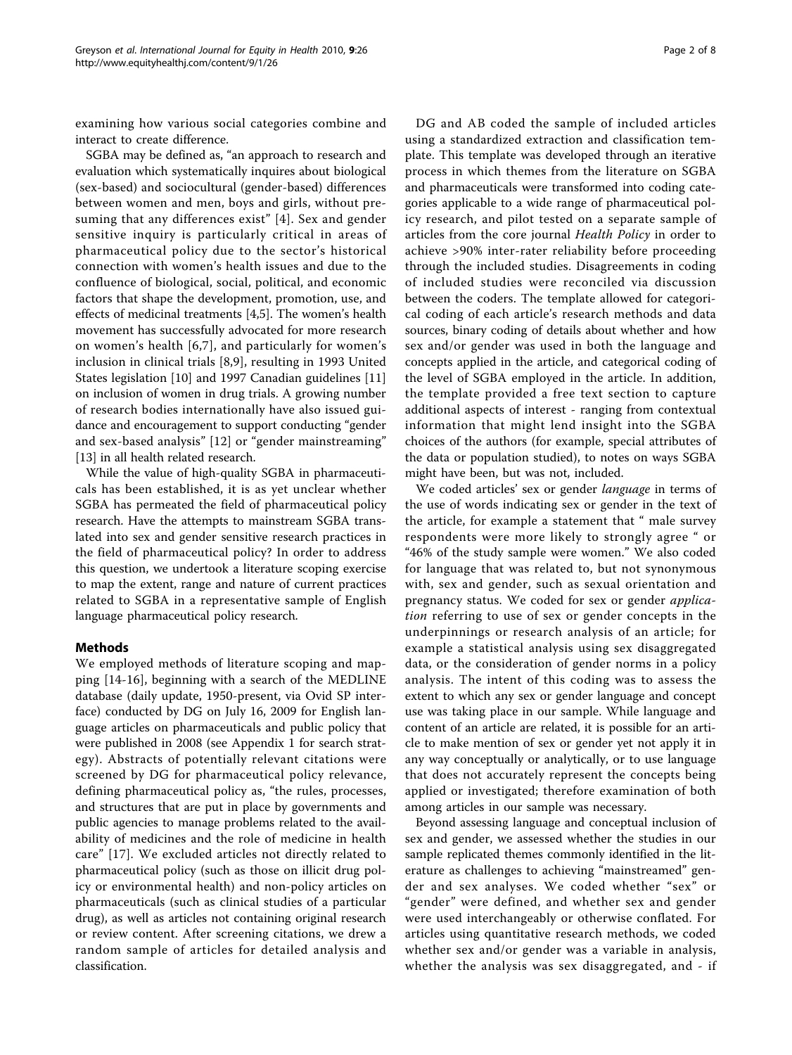examining how various social categories combine and interact to create difference.

SGBA may be defined as, "an approach to research and evaluation which systematically inquires about biological (sex-based) and sociocultural (gender-based) differences between women and men, boys and girls, without presuming that any differences exist" [4]. Sex and gender sensitive inquiry is particularly critical in areas of pharmaceutical policy due to the sector's historical connection with women's health issues and due to the confluence of biological, social, political, and economic factors that shape the development, promotion, use, and effects of medicinal treatments [4,5]. The women's health movement has successfully advocated for more research on women's health [6,7], and particularly for women's inclusion in clinical trials [8,9], resulting in 1993 United States legislation [10] and 1997 Canadian guidelines [11] on inclusion of women in drug trials. A growing number of research bodies internationally have also issued guidance and encouragement to support conducting "gender and sex-based analysis" [12] or "gender mainstreaming" [13] in all health related research.

While the value of high-quality SGBA in pharmaceuticals has been established, it is as yet unclear whether SGBA has permeated the field of pharmaceutical policy research. Have the attempts to mainstream SGBA translated into sex and gender sensitive research practices in the field of pharmaceutical policy? In order to address this question, we undertook a literature scoping exercise to map the extent, range and nature of current practices related to SGBA in a representative sample of English language pharmaceutical policy research.

## Methods

We employed methods of literature scoping and mapping [14-16], beginning with a search of the MEDLINE database (daily update, 1950-present, via Ovid SP interface) conducted by DG on July 16, 2009 for English language articles on pharmaceuticals and public policy that were published in 2008 (see Appendix 1 for search strategy). Abstracts of potentially relevant citations were screened by DG for pharmaceutical policy relevance, defining pharmaceutical policy as, "the rules, processes, and structures that are put in place by governments and public agencies to manage problems related to the availability of medicines and the role of medicine in health care" [17]. We excluded articles not directly related to pharmaceutical policy (such as those on illicit drug policy or environmental health) and non-policy articles on pharmaceuticals (such as clinical studies of a particular drug), as well as articles not containing original research or review content. After screening citations, we drew a random sample of articles for detailed analysis and classification.

DG and AB coded the sample of included articles using a standardized extraction and classification template. This template was developed through an iterative process in which themes from the literature on SGBA and pharmaceuticals were transformed into coding categories applicable to a wide range of pharmaceutical policy research, and pilot tested on a separate sample of articles from the core journal *Health Policy* in order to achieve >90% inter-rater reliability before proceeding through the included studies. Disagreements in coding of included studies were reconciled via discussion between the coders. The template allowed for categorical coding of each article's research methods and data sources, binary coding of details about whether and how sex and/or gender was used in both the language and concepts applied in the article, and categorical coding of the level of SGBA employed in the article. In addition, the template provided a free text section to capture additional aspects of interest - ranging from contextual information that might lend insight into the SGBA choices of the authors (for example, special attributes of the data or population studied), to notes on ways SGBA might have been, but was not, included.

We coded articles' sex or gender *language* in terms of the use of words indicating sex or gender in the text of the article, for example a statement that " male survey respondents were more likely to strongly agree " or "46% of the study sample were women." We also coded for language that was related to, but not synonymous with, sex and gender, such as sexual orientation and pregnancy status. We coded for sex or gender *application* referring to use of sex or gender concepts in the underpinnings or research analysis of an article; for example a statistical analysis using sex disaggregated data, or the consideration of gender norms in a policy analysis. The intent of this coding was to assess the extent to which any sex or gender language and concept use was taking place in our sample. While language and content of an article are related, it is possible for an article to make mention of sex or gender yet not apply it in any way conceptually or analytically, or to use language that does not accurately represent the concepts being applied or investigated; therefore examination of both among articles in our sample was necessary.

Beyond assessing language and conceptual inclusion of sex and gender, we assessed whether the studies in our sample replicated themes commonly identified in the literature as challenges to achieving "mainstreamed" gender and sex analyses. We coded whether "sex" or "gender" were defined, and whether sex and gender were used interchangeably or otherwise conflated. For articles using quantitative research methods, we coded whether sex and/or gender was a variable in analysis, whether the analysis was sex disaggregated, and - if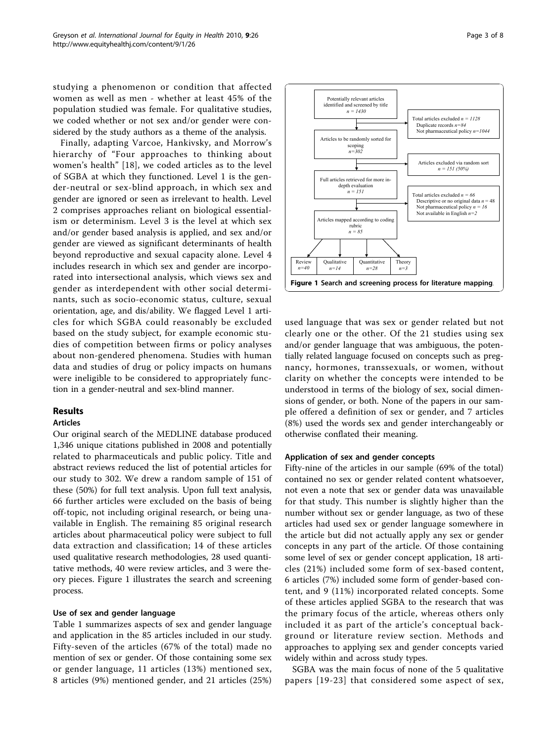studying a phenomenon or condition that affected women as well as men - whether at least 45% of the population studied was female. For qualitative studies, we coded whether or not sex and/or gender were considered by the study authors as a theme of the analysis.

Finally, adapting Varcoe, Hankivsky, and Morrow's hierarchy of "Four approaches to thinking about women's health" [18], we coded articles as to the level of SGBA at which they functioned. Level 1 is the gender-neutral or sex-blind approach, in which sex and gender are ignored or seen as irrelevant to health. Level 2 comprises approaches reliant on biological essentialism or determinism. Level 3 is the level at which sex and/or gender based analysis is applied, and sex and/or gender are viewed as significant determinants of health beyond reproductive and sexual capacity alone. Level 4 includes research in which sex and gender are incorporated into intersectional analysis, which views sex and gender as interdependent with other social determinants, such as socio-economic status, culture, sexual orientation, age, and dis/ability. We flagged Level 1 articles for which SGBA could reasonably be excluded based on the study subject, for example economic studies of competition between firms or policy analyses about non-gendered phenomena. Studies with human data and studies of drug or policy impacts on humans were ineligible to be considered to appropriately function in a gender-neutral and sex-blind manner.

## Results

### Articles

Our original search of the MEDLINE database produced 1,346 unique citations published in 2008 and potentially related to pharmaceuticals and public policy. Title and abstract reviews reduced the list of potential articles for our study to 302. We drew a random sample of 151 of these (50%) for full text analysis. Upon full text analysis, 66 further articles were excluded on the basis of being off-topic, not including original research, or being unavailable in English. The remaining 85 original research articles about pharmaceutical policy were subject to full data extraction and classification; 14 of these articles used qualitative research methodologies, 28 used quantitative methods, 40 were review articles, and 3 were theory pieces. Figure 1 illustrates the search and screening process.

#### Use of sex and gender language

Table 1 summarizes aspects of sex and gender language and application in the 85 articles included in our study. Fifty-seven of the articles (67% of the total) made no mention of sex or gender. Of those containing some sex or gender language, 11 articles (13%) mentioned sex, 8 articles (9%) mentioned gender, and 21 articles (25%) used language that was sex or gender related but not clearly one or the other. Of the 21 studies using sex and/or gender language that was ambiguous, the potentially related language focused on concepts such as pregnancy, hormones, transsexuals, or women, without clarity on whether the concepts were intended to be understood in terms of the biology of sex, social dimensions of gender, or both. None of the papers in our sample offered a definition of sex or gender, and 7 articles (8%) used the words sex and gender interchangeably or otherwise conflated their meaning.

Potentially relevant articles identified and screened by title *n = 1430*

Total articles excluded *n = 1128*
Duplicate records *n=84*
Not pharmaceutical policy *n=1044*

Articles to be randomly sorted for scoping *n=302*

Articles excluded via random sort *n = 151 (50%)*

Full articles retrieved for more in-depth evaluation *n = 151*

Total articles excluded *n = 66*
Descriptive or no original data *n = 48*
Not pharmaceutical policy *n = 16*
Not available in English *n=2*

Articles mapped according to coding rubric *n = 85*

Review *n=40* | Qualitative *n=14* | Quantitative *n=28* | Theory *n=3*

**Figure 1 Search and screening process for literature mapping**.

#### Application of sex and gender concepts

Fifty-nine of the articles in our sample (69% of the total) contained no sex or gender related content whatsoever, not even a note that sex or gender data was unavailable for that study. This number is slightly higher than the number without sex or gender language, as two of these articles had used sex or gender language somewhere in the article but did not actually apply any sex or gender concepts in any part of the article. Of those containing some level of sex or gender concept application, 18 articles (21%) included some form of sex-based content, 6 articles (7%) included some form of gender-based content, and 9 (11%) incorporated related concepts. Some of these articles applied SGBA to the research that was the primary focus of the article, whereas others only included it as part of the article's conceptual background or literature review section. Methods and approaches to applying sex and gender concepts varied widely within and across study types.

SGBA was the main focus of none of the 5 qualitative papers [19-23] that considered some aspect of sex,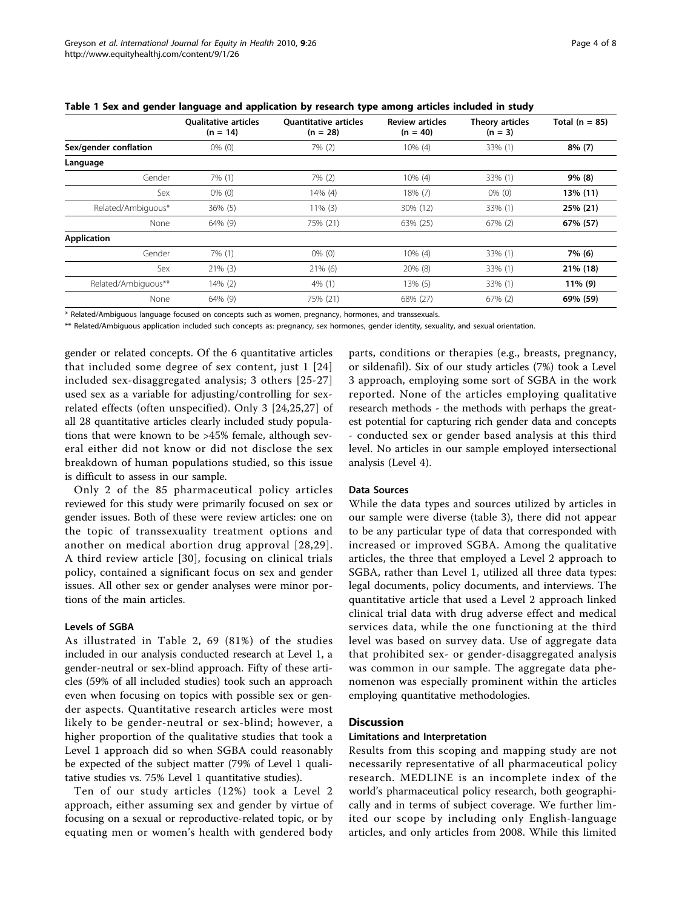**Table 1 Sex and gender language and application by research type among articles included in study**

| | Qualitative articles (n = 14) | Quantitative articles (n = 28) | Review articles (n = 40) | Theory articles (n = 3) | Total (n = 85) |
|---|---|---|---|---|---|
| **Sex/gender conflation** | 0% (0) | 7% (2) | 10% (4) | 33% (1) | **8% (7)** |
| **Language** | | | | | |
| Gender | 7% (1) | 7% (2) | 10% (4) | 33% (1) | **9% (8)** |
| Sex | 0% (0) | 14% (4) | 18% (7) | 0% (0) | **13% (11)** |
| Related/Ambiguous* | 36% (5) | 11% (3) | 30% (12) | 33% (1) | **25% (21)** |
| None | 64% (9) | 75% (21) | 63% (25) | 67% (2) | **67% (57)** |
| **Application** | | | | | |
| Gender | 7% (1) | 0% (0) | 10% (4) | 33% (1) | **7% (6)** |
| Sex | 21% (3) | 21% (6) | 20% (8) | 33% (1) | **21% (18)** |
| Related/Ambiguous** | 14% (2) | 4% (1) | 13% (5) | 33% (1) | **11% (9)** |
| None | 64% (9) | 75% (21) | 68% (27) | 67% (2) | **69% (59)** |

* Related/Ambiguous language focused on concepts such as women, pregnancy, hormones, and transsexuals.

** Related/Ambiguous application included such concepts as: pregnancy, sex hormones, gender identity, sexuality, and sexual orientation.

gender or related concepts. Of the 6 quantitative articles that included some degree of sex content, just 1 [24] included sex-disaggregated analysis; 3 others [25-27] used sex as a variable for adjusting/controlling for sex-related effects (often unspecified). Only 3 [24,25,27] of all 28 quantitative articles clearly included study populations that were known to be >45% female, although several either did not know or did not disclose the sex breakdown of human populations studied, so this issue is difficult to assess in our sample.

Only 2 of the 85 pharmaceutical policy articles reviewed for this study were primarily focused on sex or gender issues. Both of these were review articles: one on the topic of transsexuality treatment options and another on medical abortion drug approval [28,29]. A third review article [30], focusing on clinical trials policy, contained a significant focus on sex and gender issues. All other sex or gender analyses were minor portions of the main articles.

### Levels of SGBA

As illustrated in Table 2, 69 (81%) of the studies included in our analysis conducted research at Level 1, a gender-neutral or sex-blind approach. Fifty of these articles (59% of all included studies) took such an approach even when focusing on topics with possible sex or gender aspects. Quantitative research articles were most likely to be gender-neutral or sex-blind; however, a higher proportion of the qualitative studies that took a Level 1 approach did so when SGBA could reasonably be expected of the subject matter (79% of Level 1 qualitative studies vs. 75% Level 1 quantitative studies).

Ten of our study articles (12%) took a Level 2 approach, either assuming sex and gender by virtue of focusing on a sexual or reproductive-related topic, or by equating men or women's health with gendered body parts, conditions or therapies (e.g., breasts, pregnancy, or sildenafil). Six of our study articles (7%) took a Level 3 approach, employing some sort of SGBA in the work reported. None of the articles employing qualitative research methods - the methods with perhaps the greatest potential for capturing rich gender data and concepts - conducted sex or gender based analysis at this third level. No articles in our sample employed intersectional analysis (Level 4).

### Data Sources

While the data types and sources utilized by articles in our sample were diverse (table 3), there did not appear to be any particular type of data that corresponded with increased or improved SGBA. Among the qualitative articles, the three that employed a Level 2 approach to SGBA, rather than Level 1, utilized all three data types: legal documents, policy documents, and interviews. The quantitative article that used a Level 2 approach linked clinical trial data with drug adverse effect and medical services data, while the one functioning at the third level was based on survey data. Use of aggregate data that prohibited sex- or gender-disaggregated analysis was common in our sample. The aggregate data phenomenon was especially prominent within the articles employing quantitative methodologies.

## Discussion

### Limitations and Interpretation

Results from this scoping and mapping study are not necessarily representative of all pharmaceutical policy research. MEDLINE is an incomplete index of the world's pharmaceutical policy research, both geographically and in terms of subject coverage. We further limited our scope by including only English-language articles, and only articles from 2008. While this limited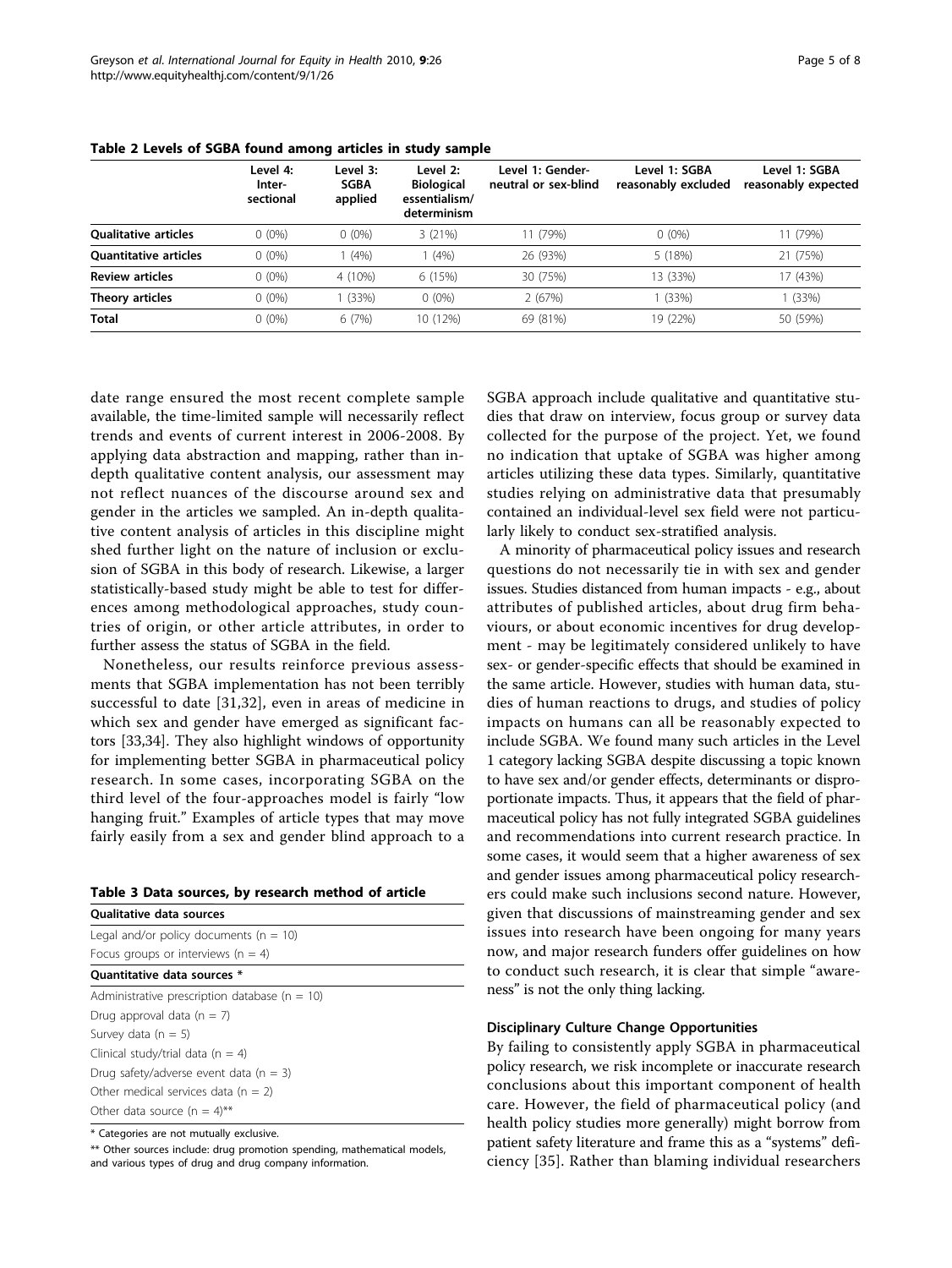**Table 2 Levels of SGBA found among articles in study sample**

| | Level 4: Inter-sectional | Level 3: SGBA applied | Level 2: Biological essentialism/ determinism | Level 1: Gender-neutral or sex-blind | Level 1: SGBA reasonably excluded | Level 1: SGBA reasonably expected |
|---|---|---|---|---|---|---|
| **Qualitative articles** | 0 (0%) | 0 (0%) | 3 (21%) | 11 (79%) | 0 (0%) | 11 (79%) |
| **Quantitative articles** | 0 (0%) | 1 (4%) | 1 (4%) | 26 (93%) | 5 (18%) | 21 (75%) |
| **Review articles** | 0 (0%) | 4 (10%) | 6 (15%) | 30 (75%) | 13 (33%) | 17 (43%) |
| **Theory articles** | 0 (0%) | 1 (33%) | 0 (0%) | 2 (67%) | 1 (33%) | 1 (33%) |
| **Total** | 0 (0%) | 6 (7%) | 10 (12%) | 69 (81%) | 19 (22%) | 50 (59%) |

date range ensured the most recent complete sample available, the time-limited sample will necessarily reflect trends and events of current interest in 2006-2008. By applying data abstraction and mapping, rather than in-depth qualitative content analysis, our assessment may not reflect nuances of the discourse around sex and gender in the articles we sampled. An in-depth qualitative content analysis of articles in this discipline might shed further light on the nature of inclusion or exclusion of SGBA in this body of research. Likewise, a larger statistically-based study might be able to test for differences among methodological approaches, study countries of origin, or other article attributes, in order to further assess the status of SGBA in the field.

Nonetheless, our results reinforce previous assessments that SGBA implementation has not been terribly successful to date [31,32], even in areas of medicine in which sex and gender have emerged as significant factors [33,34]. They also highlight windows of opportunity for implementing better SGBA in pharmaceutical policy research. In some cases, incorporating SGBA on the third level of the four-approaches model is fairly "low hanging fruit." Examples of article types that may move fairly easily from a sex and gender blind approach to a SGBA approach include qualitative and quantitative studies that draw on interview, focus group or survey data collected for the purpose of the project. Yet, we found no indication that uptake of SGBA was higher among articles utilizing these data types. Similarly, quantitative studies relying on administrative data that presumably contained an individual-level sex field were not particularly likely to conduct sex-stratified analysis.

**Table 3 Data sources, by research method of article**

| **Qualitative data sources** |
|---|
| Legal and/or policy documents (n = 10) |
| Focus groups or interviews (n = 4) |
| **Quantitative data sources \*** |
| Administrative prescription database (n = 10) |
| Drug approval data (n = 7) |
| Survey data (n = 5) |
| Clinical study/trial data (n = 4) |
| Drug safety/adverse event data (n = 3) |
| Other medical services data (n = 2) |
| Other data source (n = 4)\*\* |

\* Categories are not mutually exclusive.

\*\* Other sources include: drug promotion spending, mathematical models, and various types of drug and drug company information.

A minority of pharmaceutical policy issues and research questions do not necessarily tie in with sex and gender issues. Studies distanced from human impacts - e.g., about attributes of published articles, about drug firm behaviours, or about economic incentives for drug development - may be legitimately considered unlikely to have sex- or gender-specific effects that should be examined in the same article. However, studies with human data, studies of human reactions to drugs, and studies of policy impacts on humans can all be reasonably expected to include SGBA. We found many such articles in the Level 1 category lacking SGBA despite discussing a topic known to have sex and/or gender effects, determinants or disproportionate impacts. Thus, it appears that the field of pharmaceutical policy has not fully integrated SGBA guidelines and recommendations into current research practice. In some cases, it would seem that a higher awareness of sex and gender issues among pharmaceutical policy researchers could make such inclusions second nature. However, given that discussions of mainstreaming gender and sex issues into research have been ongoing for many years now, and major research funders offer guidelines on how to conduct such research, it is clear that simple "awareness" is not the only thing lacking.

### Disciplinary Culture Change Opportunities

By failing to consistently apply SGBA in pharmaceutical policy research, we risk incomplete or inaccurate research conclusions about this important component of health care. However, the field of pharmaceutical policy (and health policy studies more generally) might borrow from patient safety literature and frame this as a "systems" deficiency [35]. Rather than blaming individual researchers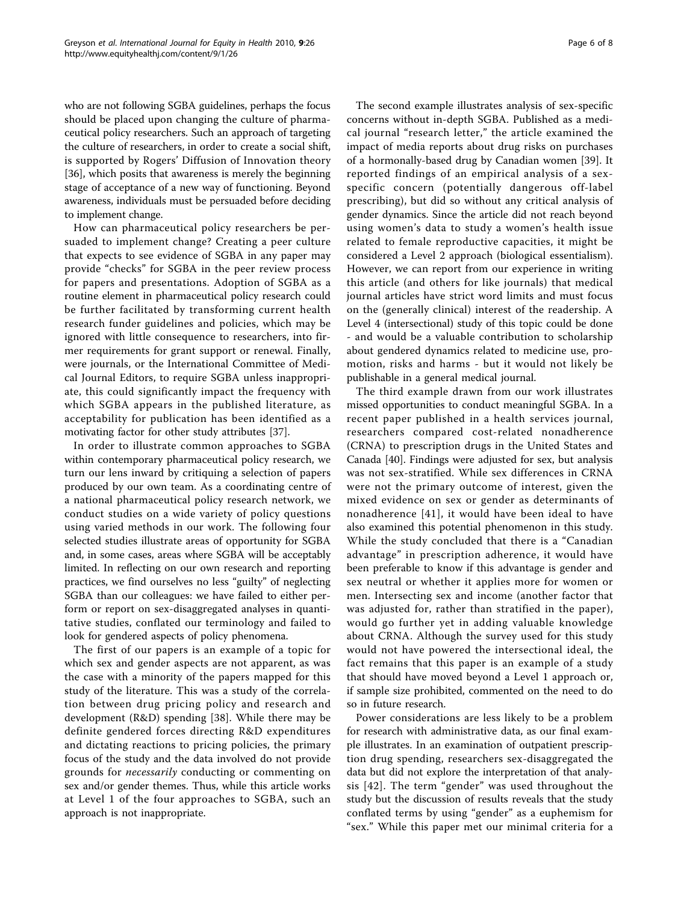who are not following SGBA guidelines, perhaps the focus should be placed upon changing the culture of pharmaceutical policy researchers. Such an approach of targeting the culture of researchers, in order to create a social shift, is supported by Rogers' Diffusion of Innovation theory [36], which posits that awareness is merely the beginning stage of acceptance of a new way of functioning. Beyond awareness, individuals must be persuaded before deciding to implement change.

How can pharmaceutical policy researchers be persuaded to implement change? Creating a peer culture that expects to see evidence of SGBA in any paper may provide "checks" for SGBA in the peer review process for papers and presentations. Adoption of SGBA as a routine element in pharmaceutical policy research could be further facilitated by transforming current health research funder guidelines and policies, which may be ignored with little consequence to researchers, into firmer requirements for grant support or renewal. Finally, were journals, or the International Committee of Medical Journal Editors, to require SGBA unless inappropriate, this could significantly impact the frequency with which SGBA appears in the published literature, as acceptability for publication has been identified as a motivating factor for other study attributes [37].

In order to illustrate common approaches to SGBA within contemporary pharmaceutical policy research, we turn our lens inward by critiquing a selection of papers produced by our own team. As a coordinating centre of a national pharmaceutical policy research network, we conduct studies on a wide variety of policy questions using varied methods in our work. The following four selected studies illustrate areas of opportunity for SGBA and, in some cases, areas where SGBA will be acceptably limited. In reflecting on our own research and reporting practices, we find ourselves no less "guilty" of neglecting SGBA than our colleagues: we have failed to either perform or report on sex-disaggregated analyses in quantitative studies, conflated our terminology and failed to look for gendered aspects of policy phenomena.

The first of our papers is an example of a topic for which sex and gender aspects are not apparent, as was the case with a minority of the papers mapped for this study of the literature. This was a study of the correlation between drug pricing policy and research and development (R&D) spending [38]. While there may be definite gendered forces directing R&D expenditures and dictating reactions to pricing policies, the primary focus of the study and the data involved do not provide grounds for *necessarily* conducting or commenting on sex and/or gender themes. Thus, while this article works at Level 1 of the four approaches to SGBA, such an approach is not inappropriate.

The second example illustrates analysis of sex-specific concerns without in-depth SGBA. Published as a medical journal "research letter," the article examined the impact of media reports about drug risks on purchases of a hormonally-based drug by Canadian women [39]. It reported findings of an empirical analysis of a sex-specific concern (potentially dangerous off-label prescribing), but did so without any critical analysis of gender dynamics. Since the article did not reach beyond using women's data to study a women's health issue related to female reproductive capacities, it might be considered a Level 2 approach (biological essentialism). However, we can report from our experience in writing this article (and others for like journals) that medical journal articles have strict word limits and must focus on the (generally clinical) interest of the readership. A Level 4 (intersectional) study of this topic could be done - and would be a valuable contribution to scholarship about gendered dynamics related to medicine use, promotion, risks and harms - but it would not likely be publishable in a general medical journal.

The third example drawn from our work illustrates missed opportunities to conduct meaningful SGBA. In a recent paper published in a health services journal, researchers compared cost-related nonadherence (CRNA) to prescription drugs in the United States and Canada [40]. Findings were adjusted for sex, but analysis was not sex-stratified. While sex differences in CRNA were not the primary outcome of interest, given the mixed evidence on sex or gender as determinants of nonadherence [41], it would have been ideal to have also examined this potential phenomenon in this study. While the study concluded that there is a "Canadian advantage" in prescription adherence, it would have been preferable to know if this advantage is gender and sex neutral or whether it applies more for women or men. Intersecting sex and income (another factor that was adjusted for, rather than stratified in the paper), would go further yet in adding valuable knowledge about CRNA. Although the survey used for this study would not have powered the intersectional ideal, the fact remains that this paper is an example of a study that should have moved beyond a Level 1 approach or, if sample size prohibited, commented on the need to do so in future research.

Power considerations are less likely to be a problem for research with administrative data, as our final example illustrates. In an examination of outpatient prescription drug spending, researchers sex-disaggregated the data but did not explore the interpretation of that analysis [42]. The term "gender" was used throughout the study but the discussion of results reveals that the study conflated terms by using "gender" as a euphemism for "sex." While this paper met our minimal criteria for a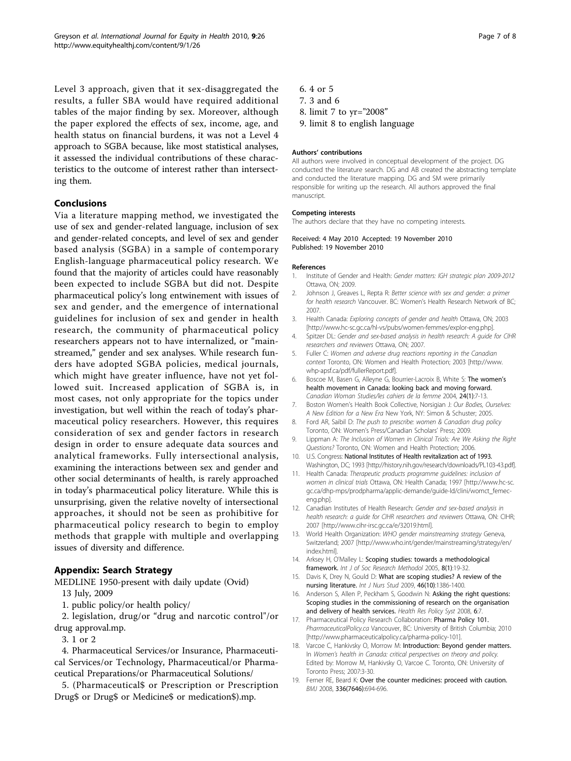Level 3 approach, given that it sex-disaggregated the results, a fuller SBA would have required additional tables of the major finding by sex. Moreover, although the paper explored the effects of sex, income, age, and health status on financial burdens, it was not a Level 4 approach to SGBA because, like most statistical analyses, it assessed the individual contributions of these characteristics to the outcome of interest rather than intersecting them.

## Conclusions

Via a literature mapping method, we investigated the use of sex and gender-related language, inclusion of sex and gender-related concepts, and level of sex and gender based analysis (SGBA) in a sample of contemporary English-language pharmaceutical policy research. We found that the majority of articles could have reasonably been expected to include SGBA but did not. Despite pharmaceutical policy's long entwinement with issues of sex and gender, and the emergence of international guidelines for inclusion of sex and gender in health research, the community of pharmaceutical policy researchers appears not to have internalized, or "mainstreamed," gender and sex analyses. While research funders have adopted SGBA policies, medical journals, which might have greater influence, have not yet followed suit. Increased application of SGBA is, in most cases, not only appropriate for the topics under investigation, but well within the reach of today's pharmaceutical policy researchers. However, this requires consideration of sex and gender factors in research design in order to ensure adequate data sources and analytical frameworks. Fully intersectional analysis, examining the interactions between sex and gender and other social determinants of health, is rarely approached in today's pharmaceutical policy literature. While this is unsurprising, given the relative novelty of intersectional approaches, it should not be seen as prohibitive for pharmaceutical policy research to begin to employ methods that grapple with multiple and overlapping issues of diversity and difference.

## Appendix: Search Strategy

MEDLINE 1950-present with daily update (Ovid)

13 July, 2009

1. public policy/or health policy/
2. legislation, drug/or "drug and narcotic control"/or drug approval.mp.
3. 1 or 2
4. Pharmaceutical Services/or Insurance, Pharmaceutical Services/or Technology, Pharmaceutical/or Pharmaceutical Preparations/or Pharmaceutical Solutions/
5. (Pharmaceutical$ or Prescription or Prescription Drug$ or Drug$ or Medicine$ or medication$).mp.
6. 4 or 5
7. 3 and 6
8. limit 7 to yr="2008"
9. limit 8 to english language

#### Authors' contributions

All authors were involved in conceptual development of the project. DG conducted the literature search. DG and AB created the abstracting template and conducted the literature mapping. DG and SM were primarily responsible for writing up the research. All authors approved the final manuscript.

#### Competing interests

The authors declare that they have no competing interests.

Received: 4 May 2010 Accepted: 19 November 2010
Published: 19 November 2010

#### References

1. Institute of Gender and Health: *Gender matters: IGH strategic plan 2009-2012* Ottawa, ON; 2009.
2. Johnson J, Greaves L, Repta R: *Better science with sex and gender: a primer for health research* Vancouver. BC: Women's Health Research Network of BC; 2007.
3. Health Canada: *Exploring concepts of gender and health* Ottawa, ON; 2003 [http://www.hc-sc.gc.ca/hl-vs/pubs/women-femmes/explor-eng.php].
4. Spitzer DL: *Gender and sex-based analysis in health research: A guide for CIHR researchers and reviewers* Ottawa, ON; 2007.
5. Fuller C: *Women and adverse drug reactions reporting in the Canadian context* Toronto, ON: Women and Health Protection; 2003 [http://www.whp-apsf.ca/pdf/fullerReport.pdf].
6. Boscoe M, Basen G, Alleyne G, Bourrier-Lacroix B, White S: **The women's health movement in Canada: looking back and moving forward.** *Canadian Woman Studies/les cahiers de la femme* 2004, **24(1)**:7-13.
7. Boston Women's Health Book Collective, Norsigian J: *Our Bodies, Ourselves: A New Edition for a New Era* New York, NY: Simon & Schuster; 2005.
8. Ford AR, Saibil D: *The push to prescribe: women & Canadian drug policy* Toronto, ON: Women's Press/Canadian Scholars' Press; 2009.
9. Lippman A: *The Inclusion of Women in Clinical Trials: Are We Asking the Right Questions?* Toronto, ON: Women and Health Protection; 2006.
10. U.S. Congress: **National Institutes of Health revitalization act of 1993.** Washington, DC; 1993 [http://history.nih.gov/research/downloads/PL103-43.pdf].
11. Health Canada: *Therapeutic products programme guidelines: inclusion of women in clinical trials* Ottawa, ON: Health Canada; 1997 [http://www.hc-sc.gc.ca/dhp-mps/prodpharma/applic-demande/guide-ld/clini/womct_femec-eng.php].
12. Canadian Institutes of Health Research: *Gender and sex-based analysis in health research: a guide for CIHR researchers and reviewers* Ottawa, ON: CIHR; 2007 [http://www.cihr-irsc.gc.ca/e/32019.html].
13. World Health Organization: *WHO gender mainstreaming strategy* Geneva, Switzerland; 2007 [http://www.who.int/gender/mainstreaming/strategy/en/index.html].
14. Arksey H, O'Malley L: **Scoping studies: towards a methodological framework.** *Int J of Soc Research Methodol* 2005, **8(1)**:19-32.
15. Davis K, Drey N, Gould D: **What are scoping studies? A review of the nursing literature.** *Int J Nurs Stud* 2009, **46(10)**:1386-1400.
16. Anderson S, Allen P, Peckham S, Goodwin N: **Asking the right questions: Scoping studies in the commissioning of research on the organisation and delivery of health services.** *Health Res Policy Syst* 2008, **6**:7.
17. Pharmaceutical Policy Research Collaboration: **Pharma Policy 101.** *PharmaceuticalPolicy.ca* Vancouver, BC: University of British Columbia; 2010 [http://www.pharmaceuticalpolicy.ca/pharma-policy-101].
18. Varcoe C, Hankivsky O, Morrow M: **Introduction: Beyond gender matters.** In *Women's health in Canada: critical perspectives on theory and policy.* Edited by: Morrow M, Hankivsky O, Varcoe C. Toronto, ON: University of Toronto Press; 2007:3-30.
19. Ferner RE, Beard K: **Over the counter medicines: proceed with caution.** *BMJ* 2008, **336(7646)**:694-696.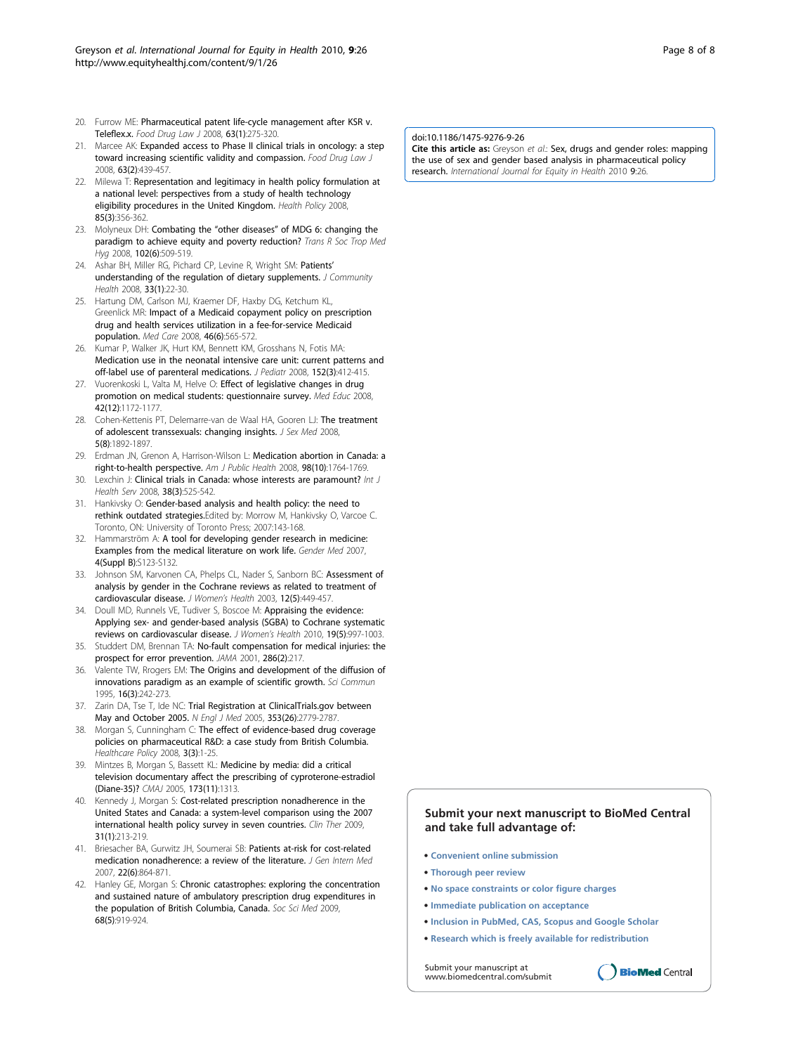20. Furrow ME: **Pharmaceutical patent life-cycle management after KSR v. Teleflex.x.** *Food Drug Law J* 2008, **63(1)**:275-320.
21. Marcee AK: **Expanded access to Phase II clinical trials in oncology: a step toward increasing scientific validity and compassion.** *Food Drug Law J* 2008, **63(2)**:439-457.
22. Milewa T: **Representation and legitimacy in health policy formulation at a national level: perspectives from a study of health technology eligibility procedures in the United Kingdom.** *Health Policy* 2008, **85(3)**:356-362.
23. Molyneux DH: **Combating the "other diseases" of MDG 6: changing the paradigm to achieve equity and poverty reduction?** *Trans R Soc Trop Med Hyg* 2008, **102(6)**:509-519.
24. Ashar BH, Miller RG, Pichard CP, Levine R, Wright SM: **Patients' understanding of the regulation of dietary supplements.** *J Community Health* 2008, **33(1)**:22-30.
25. Hartung DM, Carlson MJ, Kraemer DF, Haxby DG, Ketchum KL, Greenlick MR: **Impact of a Medicaid copayment policy on prescription drug and health services utilization in a fee-for-service Medicaid population.** *Med Care* 2008, **46(6)**:565-572.
26. Kumar P, Walker JK, Hurt KM, Bennett KM, Grosshans N, Fotis MA: **Medication use in the neonatal intensive care unit: current patterns and off-label use of parenteral medications.** *J Pediatr* 2008, **152(3)**:412-415.
27. Vuorenkoski L, Valta M, Helve O: **Effect of legislative changes in drug promotion on medical students: questionnaire survey.** *Med Educ* 2008, **42(12)**:1172-1177.
28. Cohen-Kettenis PT, Delemarre-van de Waal HA, Gooren LJ: **The treatment of adolescent transsexuals: changing insights.** *J Sex Med* 2008, **5(8)**:1892-1897.
29. Erdman JN, Grenon A, Harrison-Wilson L: **Medication abortion in Canada: a right-to-health perspective.** *Am J Public Health* 2008, **98(10)**:1764-1769.
30. Lexchin J: **Clinical trials in Canada: whose interests are paramount?** *Int J Health Serv* 2008, **38(3)**:525-542.
31. Hankivsky O: **Gender-based analysis and health policy: the need to rethink outdated strategies.**Edited by: Morrow M, Hankivsky O, Varcoe C. Toronto, ON: University of Toronto Press; 2007:143-168.
32. Hammarström A: **A tool for developing gender research in medicine: Examples from the medical literature on work life.** *Gender Med* 2007, **4(Suppl B)**:S123-S132.
33. Johnson SM, Karvonen CA, Phelps CL, Nader S, Sanborn BC: **Assessment of analysis by gender in the Cochrane reviews as related to treatment of cardiovascular disease.** *J Women's Health* 2003, **12(5)**:449-457.
34. Doull MD, Runnels VE, Tudiver S, Boscoe M: **Appraising the evidence: Applying sex- and gender-based analysis (SGBA) to Cochrane systematic reviews on cardiovascular disease.** *J Women's Health* 2010, **19(5)**:997-1003.
35. Studdert DM, Brennan TA: **No-fault compensation for medical injuries: the prospect for error prevention.** *JAMA* 2001, **286(2)**:217.
36. Valente TW, Rrogers EM: **The Origins and development of the diffusion of innovations paradigm as an example of scientific growth.** *Sci Commun* 1995, **16(3)**:242-273.
37. Zarin DA, Tse T, Ide NC: **Trial Registration at ClinicalTrials.gov between May and October 2005.** *N Engl J Med* 2005, **353(26)**:2779-2787.
38. Morgan S, Cunningham C: **The effect of evidence-based drug coverage policies on pharmaceutical R&D: a case study from British Columbia.** *Healthcare Policy* 2008, **3(3)**:1-25.
39. Mintzes B, Morgan S, Bassett KL: **Medicine by media: did a critical television documentary affect the prescribing of cyproterone-estradiol (Diane-35)?** *CMAJ* 2005, **173(11)**:1313.
40. Kennedy J, Morgan S: **Cost-related prescription nonadherence in the United States and Canada: a system-level comparison using the 2007 international health policy survey in seven countries.** *Clin Ther* 2009, **31(1)**:213-219.
41. Briesacher BA, Gurwitz JH, Soumerai SB: **Patients at-risk for cost-related medication nonadherence: a review of the literature.** *J Gen Intern Med* 2007, **22(6)**:864-871.
42. Hanley GE, Morgan S: **Chronic catastrophes: exploring the concentration and sustained nature of ambulatory prescription drug expenditures in the population of British Columbia, Canada.** *Soc Sci Med* 2009, **68(5)**:919-924.

doi:10.1186/1475-9276-9-26
**Cite this article as:** Greyson *et al.*: Sex, drugs and gender roles: mapping the use of sex and gender based analysis in pharmaceutical policy research. *International Journal for Equity in Health* 2010 **9**:26.

**Submit your next manuscript to BioMed Central and take full advantage of:**

- Convenient online submission
- Thorough peer review
- No space constraints or color figure charges
- Immediate publication on acceptance
- Inclusion in PubMed, CAS, Scopus and Google Scholar
- Research which is freely available for redistribution

Submit your manuscript at
www.biomedcentral.com/submit

BioMed Central